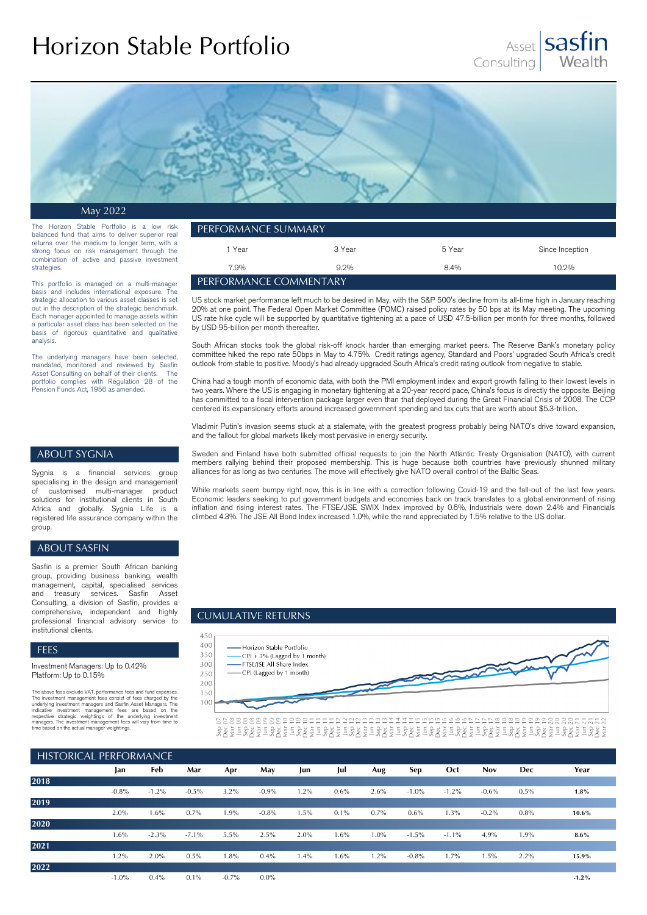# Horizon Stable Portfolio

Asset Consulting | sasfin Wealth

May 2022

The Horizon Stable Portfolio is a low risk balanced fund that aims to deliver superior real returns over the medium to longer term, with a strong focus on risk management through the combination of active and passive investment strategies.

This portfolio is managed on a multi-manager basis and includes international exposure. The strategic allocation to various asset classes is set out in the description of the strategic benchmark. Each manager appointed to manage assets within a particular asset class has been selected on the basis of rigorous quantitative and qualitative analysis.

The underlying managers have been selected, mandated, monitored and reviewed by Sasfin Asset Consulting on behalf of their clients. The portfolio complies with Regulation 28 of the Pension Funds Act, 1956 as amended.

## PERFORMANCE SUMMARY

| 1 Year | 3 Year | 5 Year | Since Inception |
|---|---|---|---|
| 7.9% | 9.2% | 8.4% | 10.2% |

## PERFORMANCE COMMENTARY

US stock market performance left much to be desired in May, with the S&P 500's decline from its all-time high in January reaching 20% at one point. The Federal Open Market Committee (FOMC) raised policy rates by 50 bps at its May meeting. The upcoming US rate hike cycle will be supported by quantitative tightening at a pace of USD 47.5-billion per month for three months, followed by USD 95-billion per month thereafter.

South African stocks took the global risk-off knock harder than emerging market peers. The Reserve Bank's monetary policy committee hiked the repo rate 50bps in May to 4.75%. Credit ratings agency, Standard and Poors' upgraded South Africa's credit outlook from stable to positive. Moody's had already upgraded South Africa's credit rating outlook from negative to stable.

China had a tough month of economic data, with both the PMI employment index and export growth falling to their lowest levels in two years. Where the US is engaging in monetary tightening at a 20-year record pace, China's focus is directly the opposite. Beijing has committed to a fiscal intervention package larger even than that deployed during the Great Financial Crisis of 2008. The CCP centered its expansionary efforts around increased government spending and tax cuts that are worth about $5.3-trillion.

Vladimir Putin's invasion seems stuck at a stalemate, with the greatest progress probably being NATO's drive toward expansion, and the fallout for global markets likely most pervasive in energy security.

Sweden and Finland have both submitted official requests to join the North Atlantic Treaty Organisation (NATO), with current members rallying behind their proposed membership. This is huge because both countries have previously shunned military alliances for as long as two centuries. The move will effectively give NATO overall control of the Baltic Seas.

While markets seem bumpy right now, this is in line with a correction following Covid-19 and the fall-out of the last few years. Economic leaders seeking to put government budgets and economies back on track translates to a global environment of rising inflation and rising interest rates. The FTSE/JSE SWIX Index improved by 0.6%, Industrials were down 2.4% and Financials climbed 4.3%. The JSE All Bond Index increased 1.0%, while the rand appreciated by 1.5% relative to the US dollar.

## ABOUT SYGNIA

Sygnia is a financial services group specialising in the design and management of customised multi-manager product solutions for institutional clients in South Africa and globally. Sygnia Life is a registered life assurance company within the group.

## ABOUT SASFIN

Sasfin is a premier South African banking group, providing business banking, wealth management, capital, specialised services and treasury services. Sasfin Asset Consulting, a division of Sasfin, provides a comprehensive, independent and highly professional financial advisory service to institutional clients.

## FEES

Investment Managers: Up to 0.42%
Platform: Up to 0.15%

The above fees exclude VAT, performance fees and fund expenses. The investment management fees consist of fees charged by the underlying investment managers and Sasfin Asset Managers. The indicative investment management fees are based on the respective strategic weightings of the underlying investment managers. The investment management fees will vary from time to time based on the actual manager weightings.

## CUMULATIVE RETURNS

Legend: Horizon Stable Portfolio; CPI + 3% (Lagged by 1 month); FTSE/JSE All Share Index; CPI (Lagged by 1 month)

## HISTORICAL PERFORMANCE

| | Jan | Feb | Mar | Apr | May | Jun | Jul | Aug | Sep | Oct | Nov | Dec | Year |
|---|---|---|---|---|---|---|---|---|---|---|---|---|---|
| **2018** | -0.8% | -1.2% | -0.5% | 3.2% | -0.9% | 1.2% | 0.6% | 2.6% | -1.0% | -1.2% | -0.6% | 0.5% | **1.8%** |
| **2019** | 2.0% | 1.6% | 0.7% | 1.9% | -0.8% | 1.5% | 0.1% | 0.7% | 0.6% | 1.3% | -0.2% | 0.8% | **10.6%** |
| **2020** | 1.6% | -2.3% | -7.1% | 5.5% | 2.5% | 2.0% | 1.6% | 1.0% | -1.5% | -1.1% | 4.9% | 1.9% | **8.6%** |
| **2021** | 1.2% | 2.0% | 0.5% | 1.8% | 0.4% | 1.4% | 1.6% | 1.2% | -0.8% | 1.7% | 1.5% | 2.2% | **15.9%** |
| **2022** | -1.0% | 0.4% | 0.1% | -0.7% | 0.0% | | | | | | | | **-1.2%** |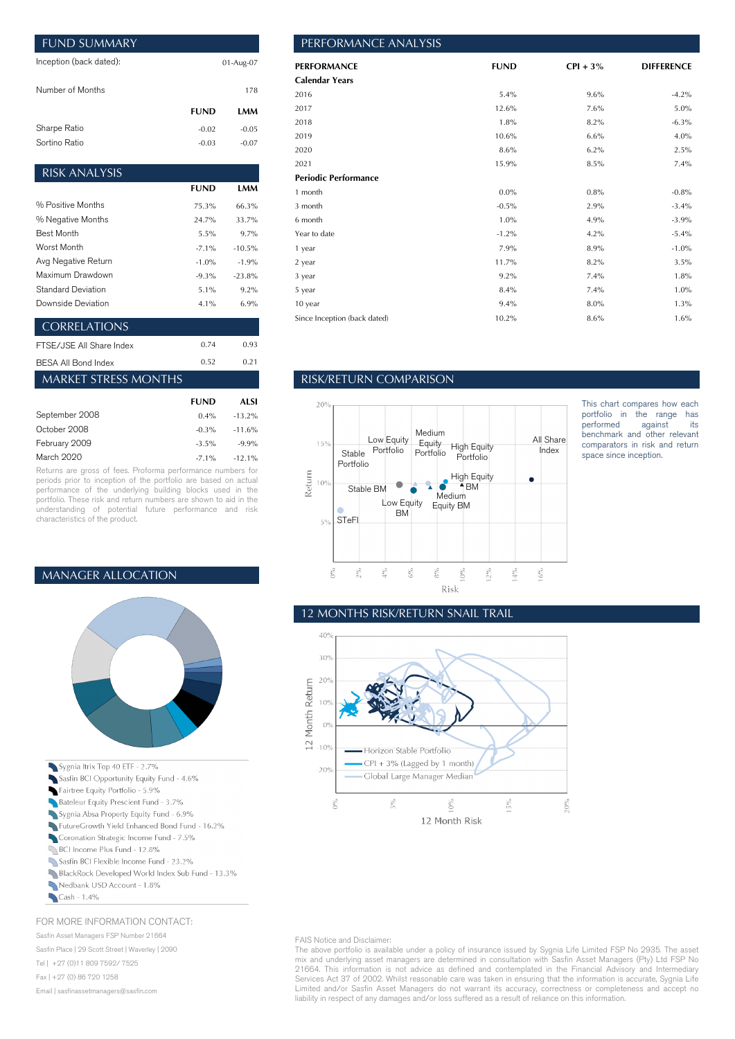## FUND SUMMARY

| | | |
|---|---|---|
| Inception (back dated): | | 01-Aug-07 |
| Number of Months | | 178 |
| | **FUND** | **LMM** |
| Sharpe Ratio | -0.02 | -0.05 |
| Sortino Ratio | -0.03 | -0.07 |

## RISK ANALYSIS

| | **FUND** | **LMM** |
|---|---|---|
| % Positive Months | 75.3% | 66.3% |
| % Negative Months | 24.7% | 33.7% |
| Best Month | 5.5% | 9.7% |
| Worst Month | -7.1% | -10.5% |
| Avg Negative Return | -1.0% | -1.9% |
| Maximum Drawdown | -9.3% | -23.8% |
| Standard Deviation | 5.1% | 9.2% |
| Downside Deviation | 4.1% | 6.9% |

## CORRELATIONS

| | | |
|---|---|---|
| FTSE/JSE All Share Index | 0.74 | 0.93 |
| BESA All Bond Index | 0.52 | 0.21 |

## MARKET STRESS MONTHS

| | **FUND** | **ALSI** |
|---|---|---|
| September 2008 | 0.4% | -13.2% |
| October 2008 | -0.3% | -11.6% |
| February 2009 | -3.5% | -9.9% |
| March 2020 | -7.1% | -12.1% |

Returns are gross of fees. Proforma performance numbers for periods prior to inception of the portfolio are based on actual performance of the underlying building blocks used in the portfolio. These risk and return numbers are shown to aid in the understanding of potential future performance and risk characteristics of the product.

## MANAGER ALLOCATION

- Sygnia Itrix Top 40 ETF - 2.7%
- Sasfin BCI Opportunity Equity Fund - 4.6%
- Fairtree Equity Portfolio - 5.9%
- Bateleur Equity Prescient Fund - 3.7%
- Sygnia Absa Property Equity Fund - 6.9%
- FutureGrowth Yield Enhanced Bond Fund - 16.2%
- Coronation Strategic Income Fund - 7.5%
- BCI Income Plus Fund - 12.8%
- Sasfin BCI Flexible Income Fund - 23.2%
- BlackRock Developed World Index Sub Fund - 13.3%
- Nedbank USD Account - 1.8%
- Cash - 1.4%

## PERFORMANCE ANALYSIS

| **PERFORMANCE** | **FUND** | **CPI + 3%** | **DIFFERENCE** |
|---|---|---|---|
| **Calendar Years** | | | |
| 2016 | 5.4% | 9.6% | -4.2% |
| 2017 | 12.6% | 7.6% | 5.0% |
| 2018 | 1.8% | 8.2% | -6.3% |
| 2019 | 10.6% | 6.6% | 4.0% |
| 2020 | 8.6% | 6.2% | 2.5% |
| 2021 | 15.9% | 8.5% | 7.4% |
| **Periodic Performance** | | | |
| 1 month | 0.0% | 0.8% | -0.8% |
| 3 month | -0.5% | 2.9% | -3.4% |
| 6 month | 1.0% | 4.9% | -3.9% |
| Year to date | -1.2% | 4.2% | -5.4% |
| 1 year | 7.9% | 8.9% | -1.0% |
| 2 year | 11.7% | 8.2% | 3.5% |
| 3 year | 9.2% | 7.4% | 1.8% |
| 5 year | 8.4% | 7.4% | 1.0% |
| 10 year | 9.4% | 8.0% | 1.3% |
| Since Inception (back dated) | 10.2% | 8.6% | 1.6% |

## RISK/RETURN COMPARISON

20%
15%
10%
5%
Return
0% 2% 4% 6% 8% 10% 12% 14% 16%
Risk

Low Equity Portfolio
Medium Equity Portfolio
High Equity Portfolio
All Share Index
Stable Portfolio
High Equity BM
Stable BM
Medium Equity BM
Low Equity BM
STeFI

This chart compares how each portfolio in the range has performed against its benchmark and other relevant comparators in risk and return space since inception.

## 12 MONTHS RISK/RETURN SNAIL TRAIL

40%
30%
20%
10%
0%
-10%
-20%
12 Month Return
0% 5% 10% 15% 20%
12 Month Risk

Horizon Stable Portfolio
CPI + 3% (Lagged by 1 month)
Global Large Manager Median

FOR MORE INFORMATION CONTACT:

Sasfin Asset Managers FSP Number 21664

Sasfin Place | 29 Scott Street | Waverley | 2090

Tel | +27 (0)11 809 7592/ 7525

Fax | +27 (0) 86 720 1258

Email | sasfinassetmanagers@sasfin.com

FAIS Notice and Disclaimer:
The above portfolio is available under a policy of insurance issued by Sygnia Life Limited FSP No 2935. The asset mix and underlying asset managers are determined in consultation with Sasfin Asset Managers (Pty) Ltd FSP No 21664. This information is not advice as defined and contemplated in the Financial Advisory and Intermediary Services Act 37 of 2002. Whilst reasonable care was taken in ensuring that the information is accurate, Sygnia Life Limited and/or Sasfin Asset Managers do not warrant its accuracy, correctness or completeness and accept no liability in respect of any damages and/or loss suffered as a result of reliance on this information.